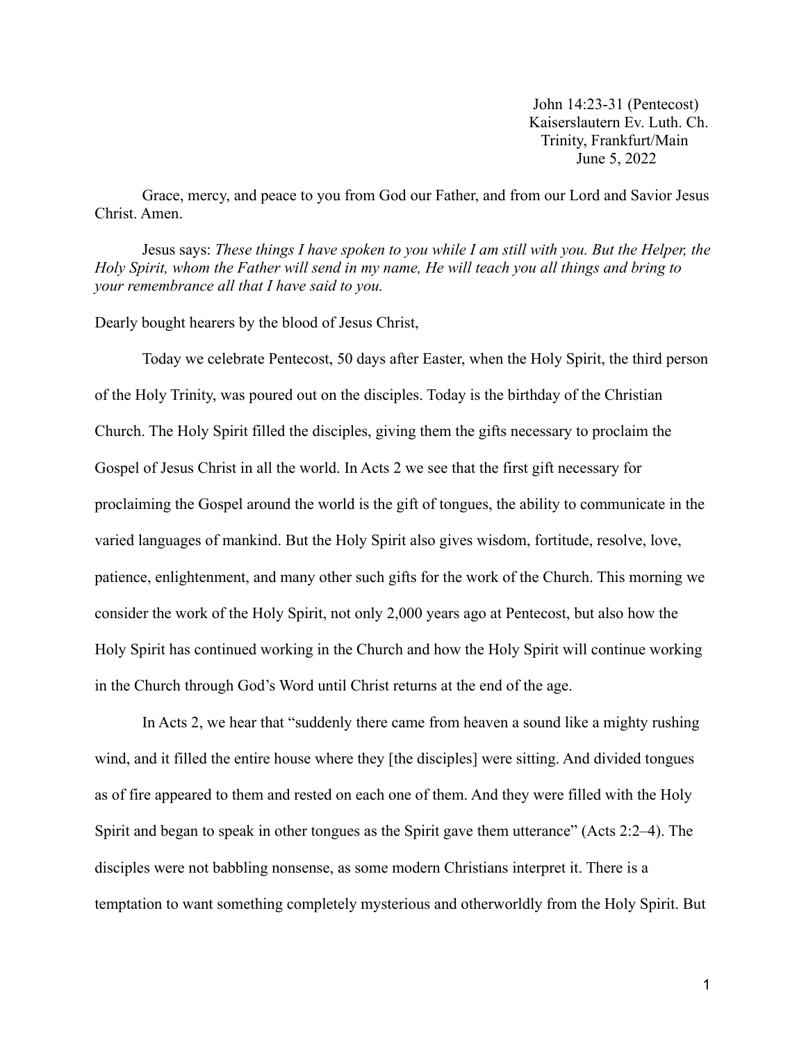John 14:23-31 (Pentecost)
Kaiserslautern Ev. Luth. Ch.
Trinity, Frankfurt/Main
June 5, 2022

Grace, mercy, and peace to you from God our Father, and from our Lord and Savior Jesus Christ. Amen.

Jesus says: *These things I have spoken to you while I am still with you. But the Helper, the Holy Spirit, whom the Father will send in my name, He will teach you all things and bring to your remembrance all that I have said to you.*

Dearly bought hearers by the blood of Jesus Christ,

Today we celebrate Pentecost, 50 days after Easter, when the Holy Spirit, the third person of the Holy Trinity, was poured out on the disciples. Today is the birthday of the Christian Church. The Holy Spirit filled the disciples, giving them the gifts necessary to proclaim the Gospel of Jesus Christ in all the world. In Acts 2 we see that the first gift necessary for proclaiming the Gospel around the world is the gift of tongues, the ability to communicate in the varied languages of mankind. But the Holy Spirit also gives wisdom, fortitude, resolve, love, patience, enlightenment, and many other such gifts for the work of the Church. This morning we consider the work of the Holy Spirit, not only 2,000 years ago at Pentecost, but also how the Holy Spirit has continued working in the Church and how the Holy Spirit will continue working in the Church through God's Word until Christ returns at the end of the age.

In Acts 2, we hear that "suddenly there came from heaven a sound like a mighty rushing wind, and it filled the entire house where they [the disciples] were sitting. And divided tongues as of fire appeared to them and rested on each one of them. And they were filled with the Holy Spirit and began to speak in other tongues as the Spirit gave them utterance" (Acts 2:2–4). The disciples were not babbling nonsense, as some modern Christians interpret it. There is a temptation to want something completely mysterious and otherworldly from the Holy Spirit. But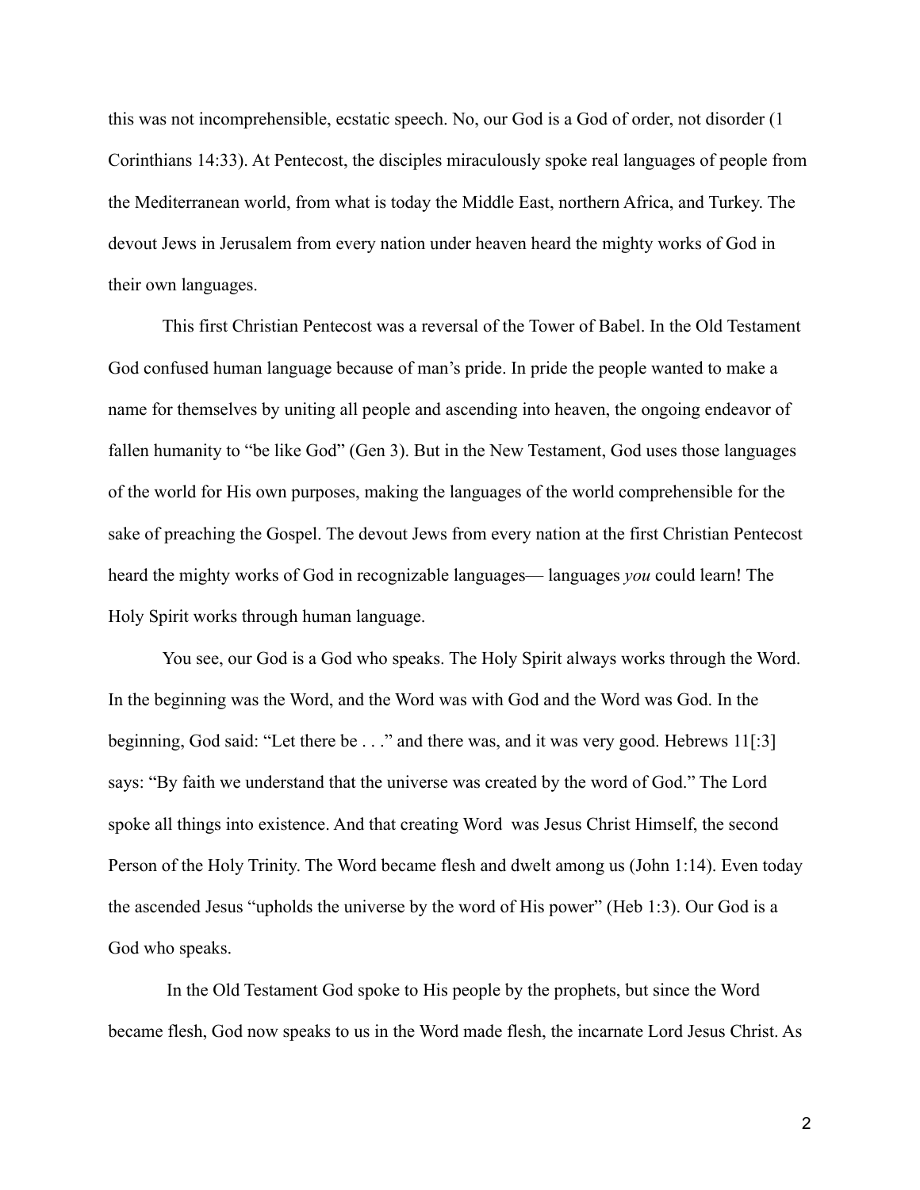this was not incomprehensible, ecstatic speech. No, our God is a God of order, not disorder (1 Corinthians 14:33). At Pentecost, the disciples miraculously spoke real languages of people from the Mediterranean world, from what is today the Middle East, northern Africa, and Turkey. The devout Jews in Jerusalem from every nation under heaven heard the mighty works of God in their own languages.

This first Christian Pentecost was a reversal of the Tower of Babel. In the Old Testament God confused human language because of man's pride. In pride the people wanted to make a name for themselves by uniting all people and ascending into heaven, the ongoing endeavor of fallen humanity to "be like God" (Gen 3). But in the New Testament, God uses those languages of the world for His own purposes, making the languages of the world comprehensible for the sake of preaching the Gospel. The devout Jews from every nation at the first Christian Pentecost heard the mighty works of God in recognizable languages— languages *you* could learn! The Holy Spirit works through human language.

You see, our God is a God who speaks. The Holy Spirit always works through the Word. In the beginning was the Word, and the Word was with God and the Word was God. In the beginning, God said: "Let there be . . ." and there was, and it was very good. Hebrews 11[:3] says: "By faith we understand that the universe was created by the word of God." The Lord spoke all things into existence. And that creating Word was Jesus Christ Himself, the second Person of the Holy Trinity. The Word became flesh and dwelt among us (John 1:14). Even today the ascended Jesus "upholds the universe by the word of His power" (Heb 1:3). Our God is a God who speaks.

In the Old Testament God spoke to His people by the prophets, but since the Word became flesh, God now speaks to us in the Word made flesh, the incarnate Lord Jesus Christ. As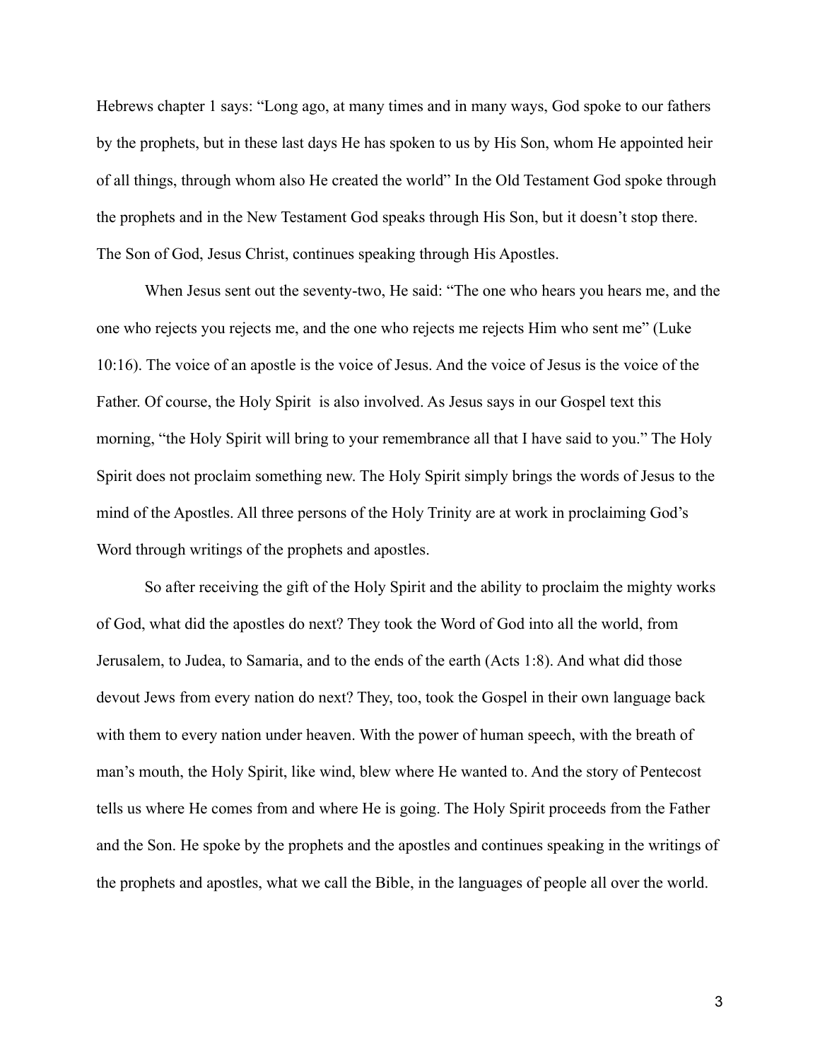Hebrews chapter 1 says: “Long ago, at many times and in many ways, God spoke to our fathers by the prophets, but in these last days He has spoken to us by His Son, whom He appointed heir of all things, through whom also He created the world” In the Old Testament God spoke through the prophets and in the New Testament God speaks through His Son, but it doesn’t stop there. The Son of God, Jesus Christ, continues speaking through His Apostles.

When Jesus sent out the seventy-two, He said: “The one who hears you hears me, and the one who rejects you rejects me, and the one who rejects me rejects Him who sent me” (Luke 10:16). The voice of an apostle is the voice of Jesus. And the voice of Jesus is the voice of the Father. Of course, the Holy Spirit is also involved. As Jesus says in our Gospel text this morning, “the Holy Spirit will bring to your remembrance all that I have said to you.” The Holy Spirit does not proclaim something new. The Holy Spirit simply brings the words of Jesus to the mind of the Apostles. All three persons of the Holy Trinity are at work in proclaiming God’s Word through writings of the prophets and apostles.

So after receiving the gift of the Holy Spirit and the ability to proclaim the mighty works of God, what did the apostles do next? They took the Word of God into all the world, from Jerusalem, to Judea, to Samaria, and to the ends of the earth (Acts 1:8). And what did those devout Jews from every nation do next? They, too, took the Gospel in their own language back with them to every nation under heaven. With the power of human speech, with the breath of man’s mouth, the Holy Spirit, like wind, blew where He wanted to. And the story of Pentecost tells us where He comes from and where He is going. The Holy Spirit proceeds from the Father and the Son. He spoke by the prophets and the apostles and continues speaking in the writings of the prophets and apostles, what we call the Bible, in the languages of people all over the world.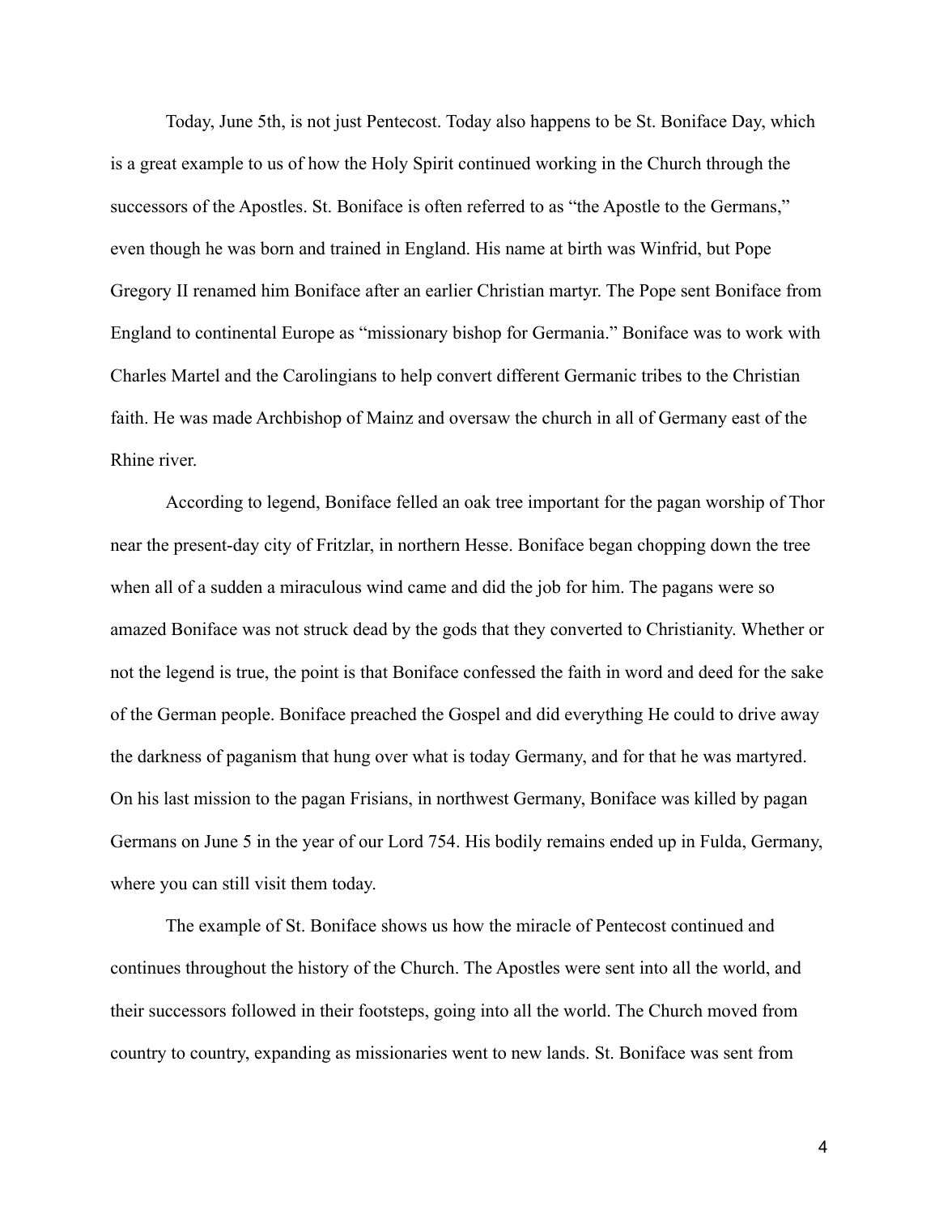Today, June 5th, is not just Pentecost. Today also happens to be St. Boniface Day, which is a great example to us of how the Holy Spirit continued working in the Church through the successors of the Apostles. St. Boniface is often referred to as "the Apostle to the Germans," even though he was born and trained in England. His name at birth was Winfrid, but Pope Gregory II renamed him Boniface after an earlier Christian martyr. The Pope sent Boniface from England to continental Europe as "missionary bishop for Germania." Boniface was to work with Charles Martel and the Carolingians to help convert different Germanic tribes to the Christian faith. He was made Archbishop of Mainz and oversaw the church in all of Germany east of the Rhine river.

According to legend, Boniface felled an oak tree important for the pagan worship of Thor near the present-day city of Fritzlar, in northern Hesse. Boniface began chopping down the tree when all of a sudden a miraculous wind came and did the job for him. The pagans were so amazed Boniface was not struck dead by the gods that they converted to Christianity. Whether or not the legend is true, the point is that Boniface confessed the faith in word and deed for the sake of the German people. Boniface preached the Gospel and did everything He could to drive away the darkness of paganism that hung over what is today Germany, and for that he was martyred. On his last mission to the pagan Frisians, in northwest Germany, Boniface was killed by pagan Germans on June 5 in the year of our Lord 754. His bodily remains ended up in Fulda, Germany, where you can still visit them today.

The example of St. Boniface shows us how the miracle of Pentecost continued and continues throughout the history of the Church. The Apostles were sent into all the world, and their successors followed in their footsteps, going into all the world. The Church moved from country to country, expanding as missionaries went to new lands. St. Boniface was sent from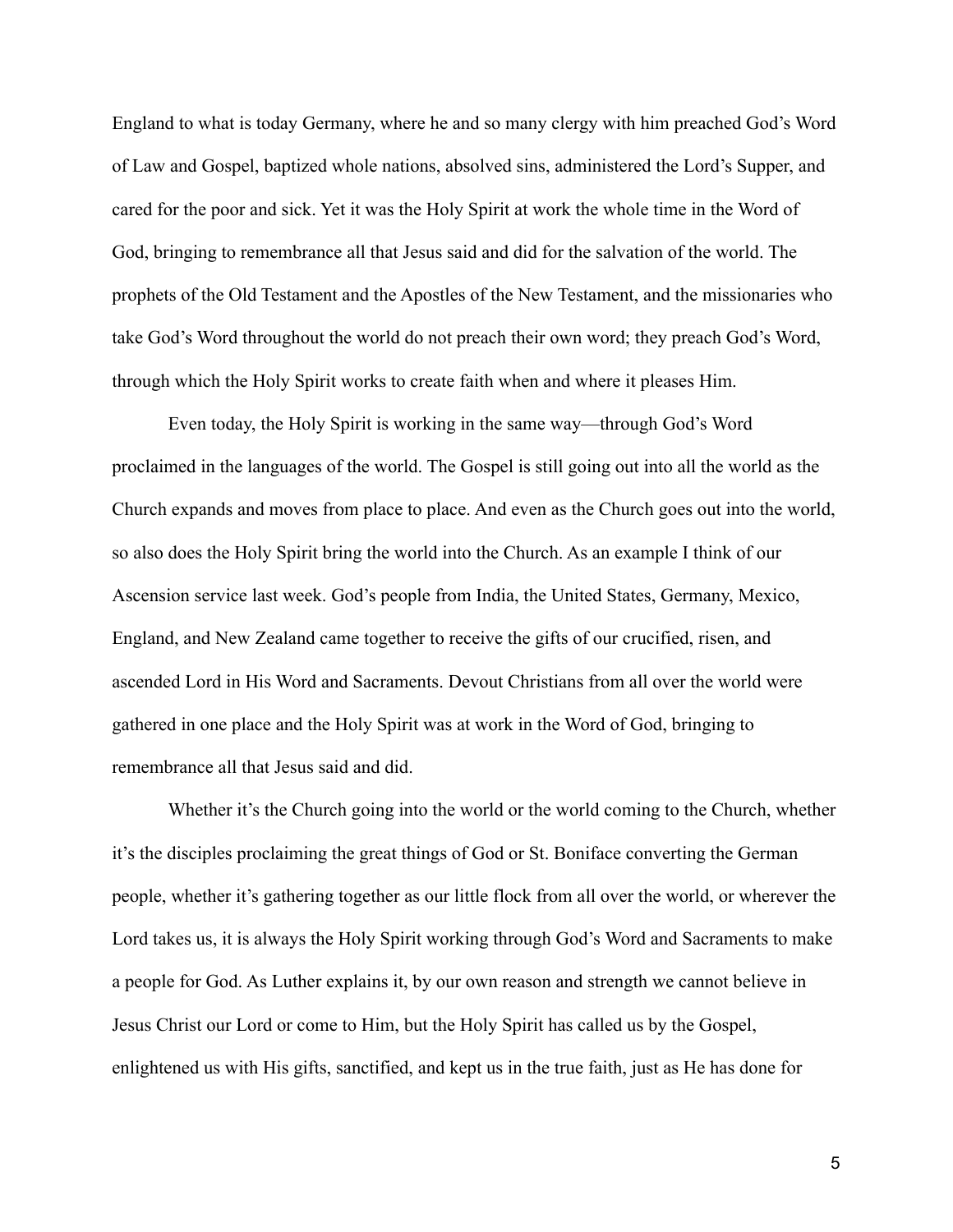England to what is today Germany, where he and so many clergy with him preached God's Word of Law and Gospel, baptized whole nations, absolved sins, administered the Lord's Supper, and cared for the poor and sick. Yet it was the Holy Spirit at work the whole time in the Word of God, bringing to remembrance all that Jesus said and did for the salvation of the world. The prophets of the Old Testament and the Apostles of the New Testament, and the missionaries who take God's Word throughout the world do not preach their own word; they preach God's Word, through which the Holy Spirit works to create faith when and where it pleases Him.

Even today, the Holy Spirit is working in the same way—through God's Word proclaimed in the languages of the world. The Gospel is still going out into all the world as the Church expands and moves from place to place. And even as the Church goes out into the world, so also does the Holy Spirit bring the world into the Church. As an example I think of our Ascension service last week. God's people from India, the United States, Germany, Mexico, England, and New Zealand came together to receive the gifts of our crucified, risen, and ascended Lord in His Word and Sacraments. Devout Christians from all over the world were gathered in one place and the Holy Spirit was at work in the Word of God, bringing to remembrance all that Jesus said and did.

Whether it's the Church going into the world or the world coming to the Church, whether it's the disciples proclaiming the great things of God or St. Boniface converting the German people, whether it's gathering together as our little flock from all over the world, or wherever the Lord takes us, it is always the Holy Spirit working through God's Word and Sacraments to make a people for God. As Luther explains it, by our own reason and strength we cannot believe in Jesus Christ our Lord or come to Him, but the Holy Spirit has called us by the Gospel, enlightened us with His gifts, sanctified, and kept us in the true faith, just as He has done for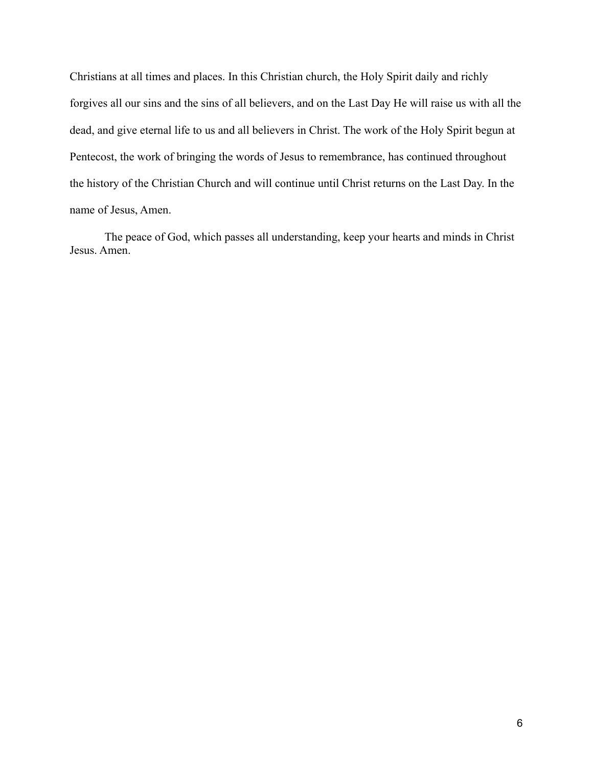Christians at all times and places. In this Christian church, the Holy Spirit daily and richly forgives all our sins and the sins of all believers, and on the Last Day He will raise us with all the dead, and give eternal life to us and all believers in Christ. The work of the Holy Spirit begun at Pentecost, the work of bringing the words of Jesus to remembrance, has continued throughout the history of the Christian Church and will continue until Christ returns on the Last Day. In the name of Jesus, Amen.

The peace of God, which passes all understanding, keep your hearts and minds in Christ Jesus. Amen.